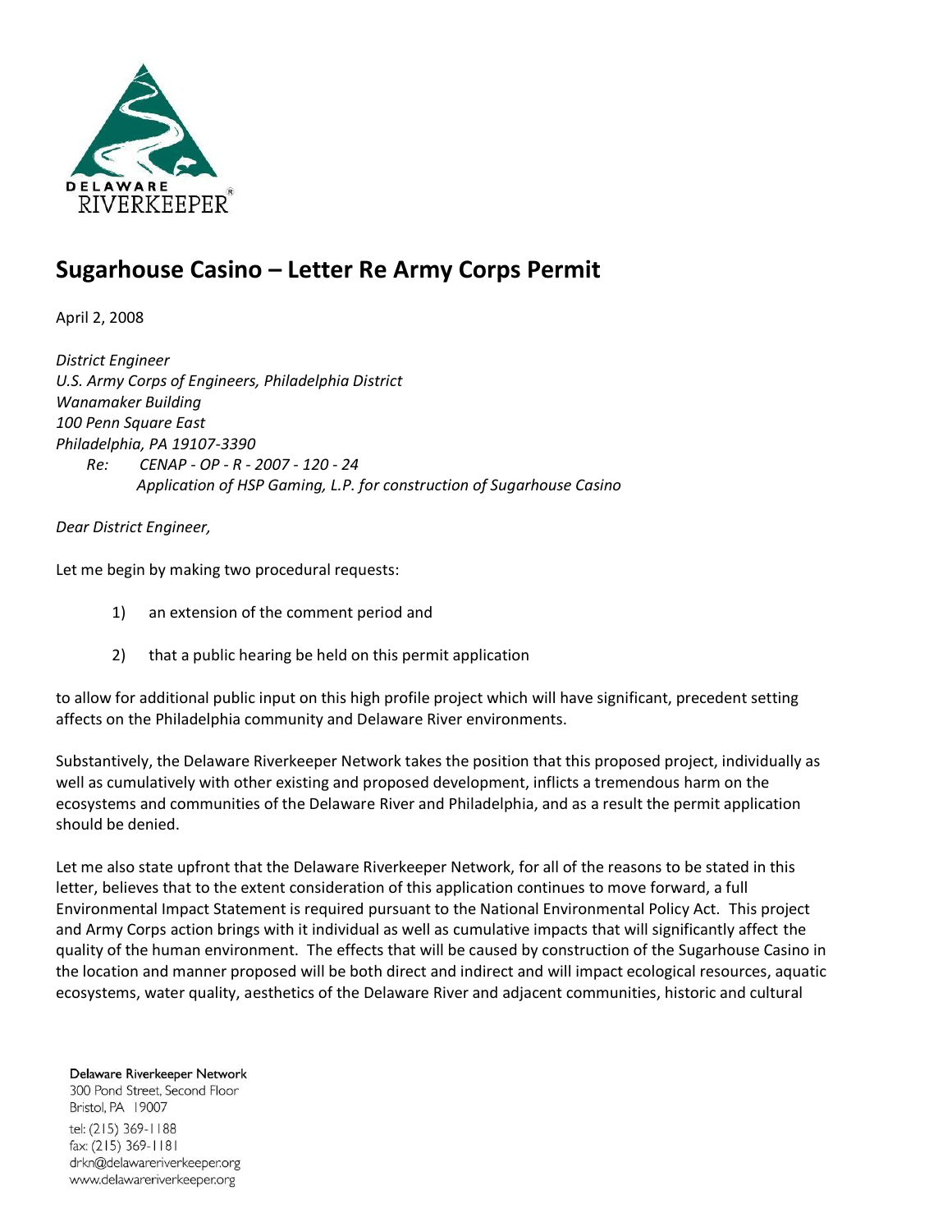# Sugarhouse Casino – Letter Re Army Corps Permit

April 2, 2008

*District Engineer*
*U.S. Army Corps of Engineers, Philadelphia District*
*Wanamaker Building*
*100 Penn Square East*
*Philadelphia, PA 19107-3390*

*Re: CENAP - OP - R - 2007 - 120 - 24*
*Application of HSP Gaming, L.P. for construction of Sugarhouse Casino*

*Dear District Engineer,*

Let me begin by making two procedural requests:

1) an extension of the comment period and

2) that a public hearing be held on this permit application

to allow for additional public input on this high profile project which will have significant, precedent setting affects on the Philadelphia community and Delaware River environments.

Substantively, the Delaware Riverkeeper Network takes the position that this proposed project, individually as well as cumulatively with other existing and proposed development, inflicts a tremendous harm on the ecosystems and communities of the Delaware River and Philadelphia, and as a result the permit application should be denied.

Let me also state upfront that the Delaware Riverkeeper Network, for all of the reasons to be stated in this letter, believes that to the extent consideration of this application continues to move forward, a full Environmental Impact Statement is required pursuant to the National Environmental Policy Act. This project and Army Corps action brings with it individual as well as cumulative impacts that will significantly affect the quality of the human environment. The effects that will be caused by construction of the Sugarhouse Casino in the location and manner proposed will be both direct and indirect and will impact ecological resources, aquatic ecosystems, water quality, aesthetics of the Delaware River and adjacent communities, historic and cultural

Delaware Riverkeeper Network
300 Pond Street, Second Floor
Bristol, PA 19007
tel: (215) 369-1188
fax: (215) 369-1181
drkn@delawareriverkeeper.org
www.delawareriverkeeper.org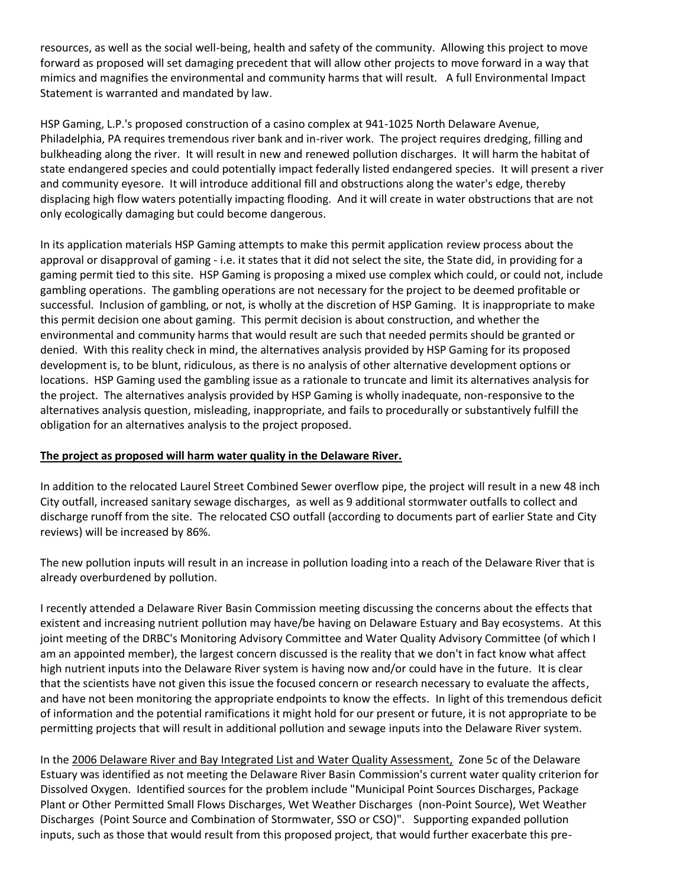resources, as well as the social well-being, health and safety of the community. Allowing this project to move forward as proposed will set damaging precedent that will allow other projects to move forward in a way that mimics and magnifies the environmental and community harms that will result. A full Environmental Impact Statement is warranted and mandated by law.

HSP Gaming, L.P.'s proposed construction of a casino complex at 941-1025 North Delaware Avenue, Philadelphia, PA requires tremendous river bank and in-river work. The project requires dredging, filling and bulkheading along the river. It will result in new and renewed pollution discharges. It will harm the habitat of state endangered species and could potentially impact federally listed endangered species. It will present a river and community eyesore. It will introduce additional fill and obstructions along the water's edge, thereby displacing high flow waters potentially impacting flooding. And it will create in water obstructions that are not only ecologically damaging but could become dangerous.

In its application materials HSP Gaming attempts to make this permit application review process about the approval or disapproval of gaming - i.e. it states that it did not select the site, the State did, in providing for a gaming permit tied to this site. HSP Gaming is proposing a mixed use complex which could, or could not, include gambling operations. The gambling operations are not necessary for the project to be deemed profitable or successful. Inclusion of gambling, or not, is wholly at the discretion of HSP Gaming. It is inappropriate to make this permit decision one about gaming. This permit decision is about construction, and whether the environmental and community harms that would result are such that needed permits should be granted or denied. With this reality check in mind, the alternatives analysis provided by HSP Gaming for its proposed development is, to be blunt, ridiculous, as there is no analysis of other alternative development options or locations. HSP Gaming used the gambling issue as a rationale to truncate and limit its alternatives analysis for the project. The alternatives analysis provided by HSP Gaming is wholly inadequate, non-responsive to the alternatives analysis question, misleading, inappropriate, and fails to procedurally or substantively fulfill the obligation for an alternatives analysis to the project proposed.

**The project as proposed will harm water quality in the Delaware River.**

In addition to the relocated Laurel Street Combined Sewer overflow pipe, the project will result in a new 48 inch City outfall, increased sanitary sewage discharges, as well as 9 additional stormwater outfalls to collect and discharge runoff from the site. The relocated CSO outfall (according to documents part of earlier State and City reviews) will be increased by 86%.

The new pollution inputs will result in an increase in pollution loading into a reach of the Delaware River that is already overburdened by pollution.

I recently attended a Delaware River Basin Commission meeting discussing the concerns about the effects that existent and increasing nutrient pollution may have/be having on Delaware Estuary and Bay ecosystems. At this joint meeting of the DRBC's Monitoring Advisory Committee and Water Quality Advisory Committee (of which I am an appointed member), the largest concern discussed is the reality that we don't in fact know what affect high nutrient inputs into the Delaware River system is having now and/or could have in the future. It is clear that the scientists have not given this issue the focused concern or research necessary to evaluate the affects, and have not been monitoring the appropriate endpoints to know the effects. In light of this tremendous deficit of information and the potential ramifications it might hold for our present or future, it is not appropriate to be permitting projects that will result in additional pollution and sewage inputs into the Delaware River system.

In the 2006 Delaware River and Bay Integrated List and Water Quality Assessment, Zone 5c of the Delaware Estuary was identified as not meeting the Delaware River Basin Commission's current water quality criterion for Dissolved Oxygen. Identified sources for the problem include "Municipal Point Sources Discharges, Package Plant or Other Permitted Small Flows Discharges, Wet Weather Discharges (non-Point Source), Wet Weather Discharges (Point Source and Combination of Stormwater, SSO or CSO)". Supporting expanded pollution inputs, such as those that would result from this proposed project, that would further exacerbate this pre-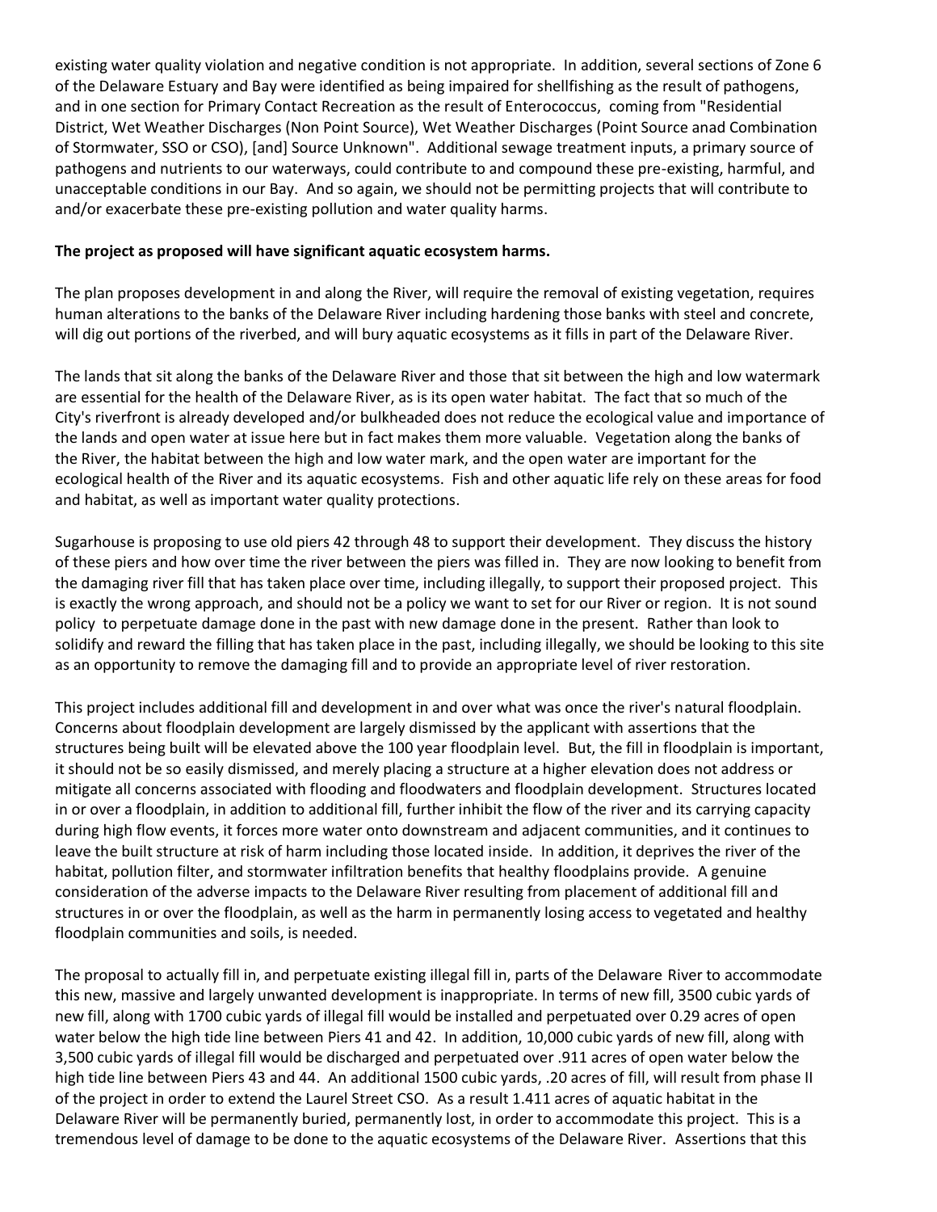existing water quality violation and negative condition is not appropriate. In addition, several sections of Zone 6 of the Delaware Estuary and Bay were identified as being impaired for shellfishing as the result of pathogens, and in one section for Primary Contact Recreation as the result of Enterococcus, coming from "Residential District, Wet Weather Discharges (Non Point Source), Wet Weather Discharges (Point Source anad Combination of Stormwater, SSO or CSO), [and] Source Unknown". Additional sewage treatment inputs, a primary source of pathogens and nutrients to our waterways, could contribute to and compound these pre-existing, harmful, and unacceptable conditions in our Bay. And so again, we should not be permitting projects that will contribute to and/or exacerbate these pre-existing pollution and water quality harms.

**The project as proposed will have significant aquatic ecosystem harms.**

The plan proposes development in and along the River, will require the removal of existing vegetation, requires human alterations to the banks of the Delaware River including hardening those banks with steel and concrete, will dig out portions of the riverbed, and will bury aquatic ecosystems as it fills in part of the Delaware River.

The lands that sit along the banks of the Delaware River and those that sit between the high and low watermark are essential for the health of the Delaware River, as is its open water habitat. The fact that so much of the City's riverfront is already developed and/or bulkheaded does not reduce the ecological value and importance of the lands and open water at issue here but in fact makes them more valuable. Vegetation along the banks of the River, the habitat between the high and low water mark, and the open water are important for the ecological health of the River and its aquatic ecosystems. Fish and other aquatic life rely on these areas for food and habitat, as well as important water quality protections.

Sugarhouse is proposing to use old piers 42 through 48 to support their development. They discuss the history of these piers and how over time the river between the piers was filled in. They are now looking to benefit from the damaging river fill that has taken place over time, including illegally, to support their proposed project. This is exactly the wrong approach, and should not be a policy we want to set for our River or region. It is not sound policy to perpetuate damage done in the past with new damage done in the present. Rather than look to solidify and reward the filling that has taken place in the past, including illegally, we should be looking to this site as an opportunity to remove the damaging fill and to provide an appropriate level of river restoration.

This project includes additional fill and development in and over what was once the river's natural floodplain. Concerns about floodplain development are largely dismissed by the applicant with assertions that the structures being built will be elevated above the 100 year floodplain level. But, the fill in floodplain is important, it should not be so easily dismissed, and merely placing a structure at a higher elevation does not address or mitigate all concerns associated with flooding and floodwaters and floodplain development. Structures located in or over a floodplain, in addition to additional fill, further inhibit the flow of the river and its carrying capacity during high flow events, it forces more water onto downstream and adjacent communities, and it continues to leave the built structure at risk of harm including those located inside. In addition, it deprives the river of the habitat, pollution filter, and stormwater infiltration benefits that healthy floodplains provide. A genuine consideration of the adverse impacts to the Delaware River resulting from placement of additional fill and structures in or over the floodplain, as well as the harm in permanently losing access to vegetated and healthy floodplain communities and soils, is needed.

The proposal to actually fill in, and perpetuate existing illegal fill in, parts of the Delaware River to accommodate this new, massive and largely unwanted development is inappropriate. In terms of new fill, 3500 cubic yards of new fill, along with 1700 cubic yards of illegal fill would be installed and perpetuated over 0.29 acres of open water below the high tide line between Piers 41 and 42. In addition, 10,000 cubic yards of new fill, along with 3,500 cubic yards of illegal fill would be discharged and perpetuated over .911 acres of open water below the high tide line between Piers 43 and 44. An additional 1500 cubic yards, .20 acres of fill, will result from phase II of the project in order to extend the Laurel Street CSO. As a result 1.411 acres of aquatic habitat in the Delaware River will be permanently buried, permanently lost, in order to accommodate this project. This is a tremendous level of damage to be done to the aquatic ecosystems of the Delaware River. Assertions that this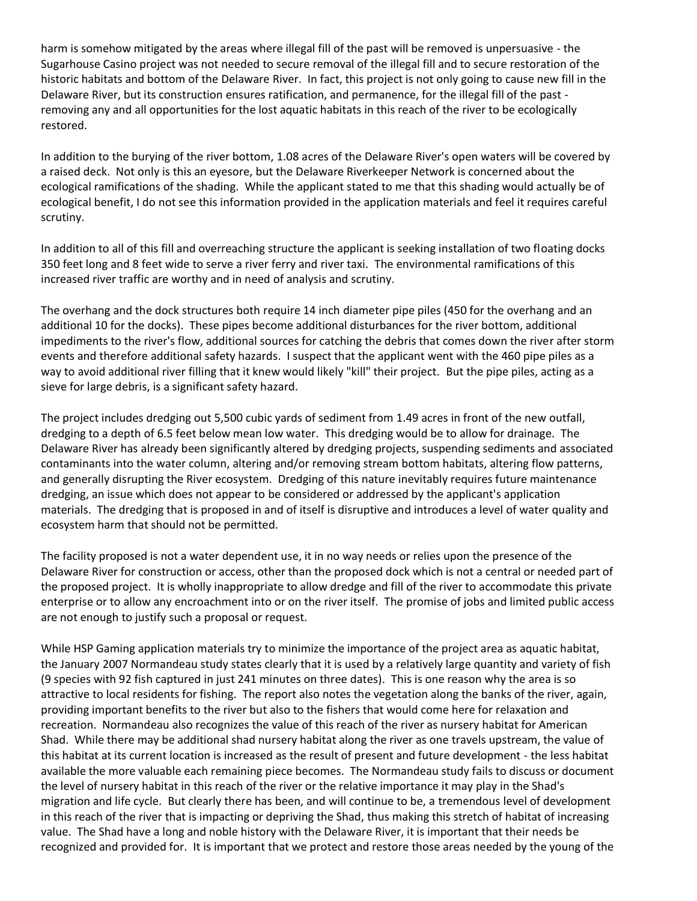harm is somehow mitigated by the areas where illegal fill of the past will be removed is unpersuasive - the Sugarhouse Casino project was not needed to secure removal of the illegal fill and to secure restoration of the historic habitats and bottom of the Delaware River. In fact, this project is not only going to cause new fill in the Delaware River, but its construction ensures ratification, and permanence, for the illegal fill of the past - removing any and all opportunities for the lost aquatic habitats in this reach of the river to be ecologically restored.

In addition to the burying of the river bottom, 1.08 acres of the Delaware River's open waters will be covered by a raised deck. Not only is this an eyesore, but the Delaware Riverkeeper Network is concerned about the ecological ramifications of the shading. While the applicant stated to me that this shading would actually be of ecological benefit, I do not see this information provided in the application materials and feel it requires careful scrutiny.

In addition to all of this fill and overreaching structure the applicant is seeking installation of two floating docks 350 feet long and 8 feet wide to serve a river ferry and river taxi. The environmental ramifications of this increased river traffic are worthy and in need of analysis and scrutiny.

The overhang and the dock structures both require 14 inch diameter pipe piles (450 for the overhang and an additional 10 for the docks). These pipes become additional disturbances for the river bottom, additional impediments to the river's flow, additional sources for catching the debris that comes down the river after storm events and therefore additional safety hazards. I suspect that the applicant went with the 460 pipe piles as a way to avoid additional river filling that it knew would likely "kill" their project. But the pipe piles, acting as a sieve for large debris, is a significant safety hazard.

The project includes dredging out 5,500 cubic yards of sediment from 1.49 acres in front of the new outfall, dredging to a depth of 6.5 feet below mean low water. This dredging would be to allow for drainage. The Delaware River has already been significantly altered by dredging projects, suspending sediments and associated contaminants into the water column, altering and/or removing stream bottom habitats, altering flow patterns, and generally disrupting the River ecosystem. Dredging of this nature inevitably requires future maintenance dredging, an issue which does not appear to be considered or addressed by the applicant's application materials. The dredging that is proposed in and of itself is disruptive and introduces a level of water quality and ecosystem harm that should not be permitted.

The facility proposed is not a water dependent use, it in no way needs or relies upon the presence of the Delaware River for construction or access, other than the proposed dock which is not a central or needed part of the proposed project. It is wholly inappropriate to allow dredge and fill of the river to accommodate this private enterprise or to allow any encroachment into or on the river itself. The promise of jobs and limited public access are not enough to justify such a proposal or request.

While HSP Gaming application materials try to minimize the importance of the project area as aquatic habitat, the January 2007 Normandeau study states clearly that it is used by a relatively large quantity and variety of fish (9 species with 92 fish captured in just 241 minutes on three dates). This is one reason why the area is so attractive to local residents for fishing. The report also notes the vegetation along the banks of the river, again, providing important benefits to the river but also to the fishers that would come here for relaxation and recreation. Normandeau also recognizes the value of this reach of the river as nursery habitat for American Shad. While there may be additional shad nursery habitat along the river as one travels upstream, the value of this habitat at its current location is increased as the result of present and future development - the less habitat available the more valuable each remaining piece becomes. The Normandeau study fails to discuss or document the level of nursery habitat in this reach of the river or the relative importance it may play in the Shad's migration and life cycle. But clearly there has been, and will continue to be, a tremendous level of development in this reach of the river that is impacting or depriving the Shad, thus making this stretch of habitat of increasing value. The Shad have a long and noble history with the Delaware River, it is important that their needs be recognized and provided for. It is important that we protect and restore those areas needed by the young of the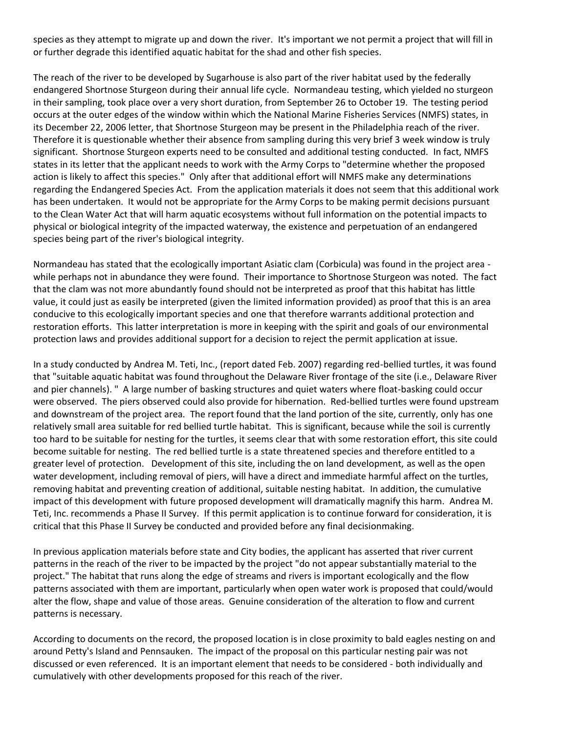species as they attempt to migrate up and down the river. It's important we not permit a project that will fill in or further degrade this identified aquatic habitat for the shad and other fish species.

The reach of the river to be developed by Sugarhouse is also part of the river habitat used by the federally endangered Shortnose Sturgeon during their annual life cycle. Normandeau testing, which yielded no sturgeon in their sampling, took place over a very short duration, from September 26 to October 19. The testing period occurs at the outer edges of the window within which the National Marine Fisheries Services (NMFS) states, in its December 22, 2006 letter, that Shortnose Sturgeon may be present in the Philadelphia reach of the river. Therefore it is questionable whether their absence from sampling during this very brief 3 week window is truly significant. Shortnose Sturgeon experts need to be consulted and additional testing conducted. In fact, NMFS states in its letter that the applicant needs to work with the Army Corps to "determine whether the proposed action is likely to affect this species." Only after that additional effort will NMFS make any determinations regarding the Endangered Species Act. From the application materials it does not seem that this additional work has been undertaken. It would not be appropriate for the Army Corps to be making permit decisions pursuant to the Clean Water Act that will harm aquatic ecosystems without full information on the potential impacts to physical or biological integrity of the impacted waterway, the existence and perpetuation of an endangered species being part of the river's biological integrity.

Normandeau has stated that the ecologically important Asiatic clam (Corbicula) was found in the project area - while perhaps not in abundance they were found. Their importance to Shortnose Sturgeon was noted. The fact that the clam was not more abundantly found should not be interpreted as proof that this habitat has little value, it could just as easily be interpreted (given the limited information provided) as proof that this is an area conducive to this ecologically important species and one that therefore warrants additional protection and restoration efforts. This latter interpretation is more in keeping with the spirit and goals of our environmental protection laws and provides additional support for a decision to reject the permit application at issue.

In a study conducted by Andrea M. Teti, Inc., (report dated Feb. 2007) regarding red-bellied turtles, it was found that "suitable aquatic habitat was found throughout the Delaware River frontage of the site (i.e., Delaware River and pier channels). " A large number of basking structures and quiet waters where float-basking could occur were observed. The piers observed could also provide for hibernation. Red-bellied turtles were found upstream and downstream of the project area. The report found that the land portion of the site, currently, only has one relatively small area suitable for red bellied turtle habitat. This is significant, because while the soil is currently too hard to be suitable for nesting for the turtles, it seems clear that with some restoration effort, this site could become suitable for nesting. The red bellied turtle is a state threatened species and therefore entitled to a greater level of protection. Development of this site, including the on land development, as well as the open water development, including removal of piers, will have a direct and immediate harmful affect on the turtles, removing habitat and preventing creation of additional, suitable nesting habitat. In addition, the cumulative impact of this development with future proposed development will dramatically magnify this harm. Andrea M. Teti, Inc. recommends a Phase II Survey. If this permit application is to continue forward for consideration, it is critical that this Phase II Survey be conducted and provided before any final decisionmaking.

In previous application materials before state and City bodies, the applicant has asserted that river current patterns in the reach of the river to be impacted by the project "do not appear substantially material to the project." The habitat that runs along the edge of streams and rivers is important ecologically and the flow patterns associated with them are important, particularly when open water work is proposed that could/would alter the flow, shape and value of those areas. Genuine consideration of the alteration to flow and current patterns is necessary.

According to documents on the record, the proposed location is in close proximity to bald eagles nesting on and around Petty's Island and Pennsauken. The impact of the proposal on this particular nesting pair was not discussed or even referenced. It is an important element that needs to be considered - both individually and cumulatively with other developments proposed for this reach of the river.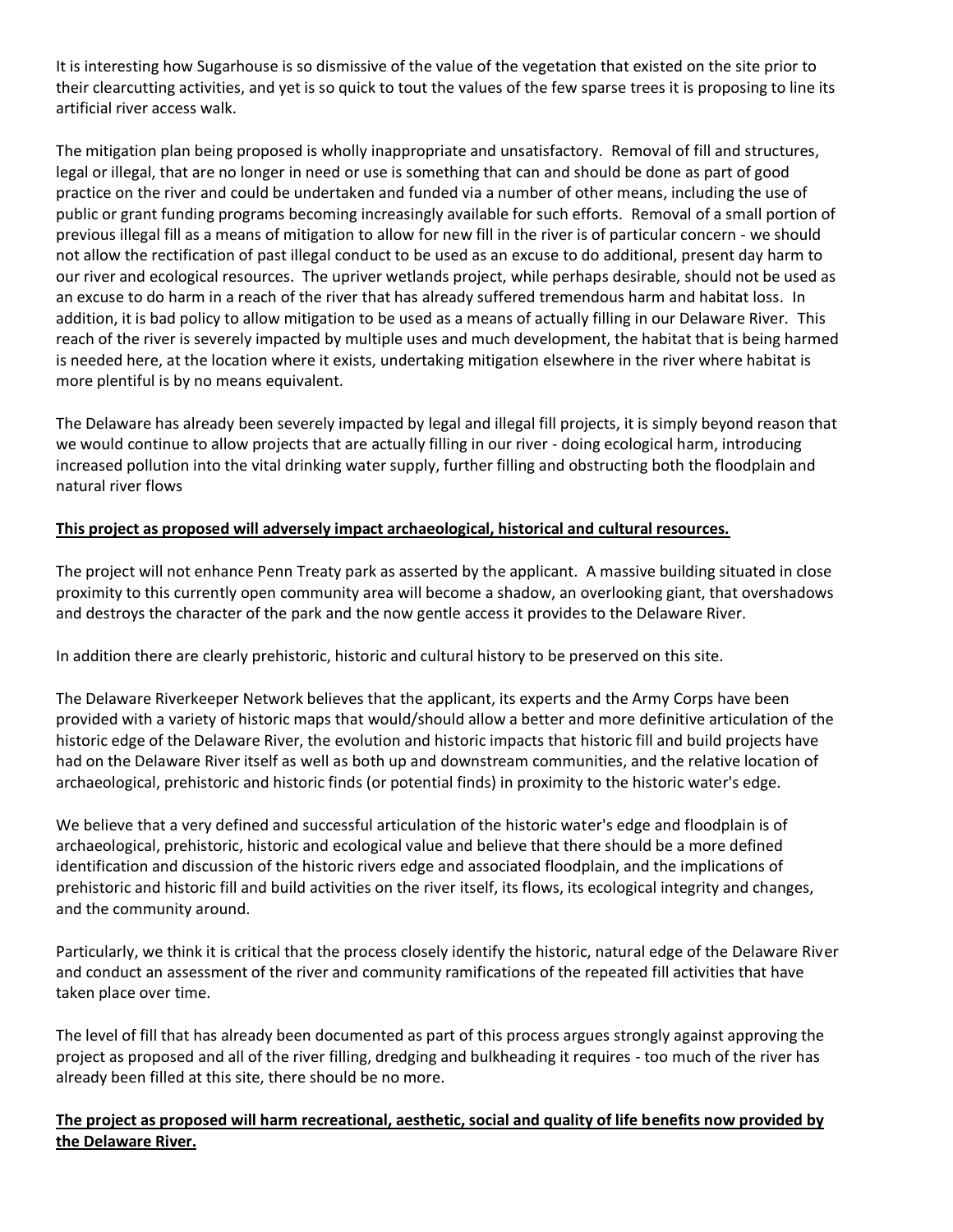It is interesting how Sugarhouse is so dismissive of the value of the vegetation that existed on the site prior to their clearcutting activities, and yet is so quick to tout the values of the few sparse trees it is proposing to line its artificial river access walk.

The mitigation plan being proposed is wholly inappropriate and unsatisfactory. Removal of fill and structures, legal or illegal, that are no longer in need or use is something that can and should be done as part of good practice on the river and could be undertaken and funded via a number of other means, including the use of public or grant funding programs becoming increasingly available for such efforts. Removal of a small portion of previous illegal fill as a means of mitigation to allow for new fill in the river is of particular concern - we should not allow the rectification of past illegal conduct to be used as an excuse to do additional, present day harm to our river and ecological resources. The upriver wetlands project, while perhaps desirable, should not be used as an excuse to do harm in a reach of the river that has already suffered tremendous harm and habitat loss. In addition, it is bad policy to allow mitigation to be used as a means of actually filling in our Delaware River. This reach of the river is severely impacted by multiple uses and much development, the habitat that is being harmed is needed here, at the location where it exists, undertaking mitigation elsewhere in the river where habitat is more plentiful is by no means equivalent.

The Delaware has already been severely impacted by legal and illegal fill projects, it is simply beyond reason that we would continue to allow projects that are actually filling in our river - doing ecological harm, introducing increased pollution into the vital drinking water supply, further filling and obstructing both the floodplain and natural river flows

**This project as proposed will adversely impact archaeological, historical and cultural resources.**

The project will not enhance Penn Treaty park as asserted by the applicant. A massive building situated in close proximity to this currently open community area will become a shadow, an overlooking giant, that overshadows and destroys the character of the park and the now gentle access it provides to the Delaware River.

In addition there are clearly prehistoric, historic and cultural history to be preserved on this site.

The Delaware Riverkeeper Network believes that the applicant, its experts and the Army Corps have been provided with a variety of historic maps that would/should allow a better and more definitive articulation of the historic edge of the Delaware River, the evolution and historic impacts that historic fill and build projects have had on the Delaware River itself as well as both up and downstream communities, and the relative location of archaeological, prehistoric and historic finds (or potential finds) in proximity to the historic water's edge.

We believe that a very defined and successful articulation of the historic water's edge and floodplain is of archaeological, prehistoric, historic and ecological value and believe that there should be a more defined identification and discussion of the historic rivers edge and associated floodplain, and the implications of prehistoric and historic fill and build activities on the river itself, its flows, its ecological integrity and changes, and the community around.

Particularly, we think it is critical that the process closely identify the historic, natural edge of the Delaware River and conduct an assessment of the river and community ramifications of the repeated fill activities that have taken place over time.

The level of fill that has already been documented as part of this process argues strongly against approving the project as proposed and all of the river filling, dredging and bulkheading it requires - too much of the river has already been filled at this site, there should be no more.

**The project as proposed will harm recreational, aesthetic, social and quality of life benefits now provided by the Delaware River.**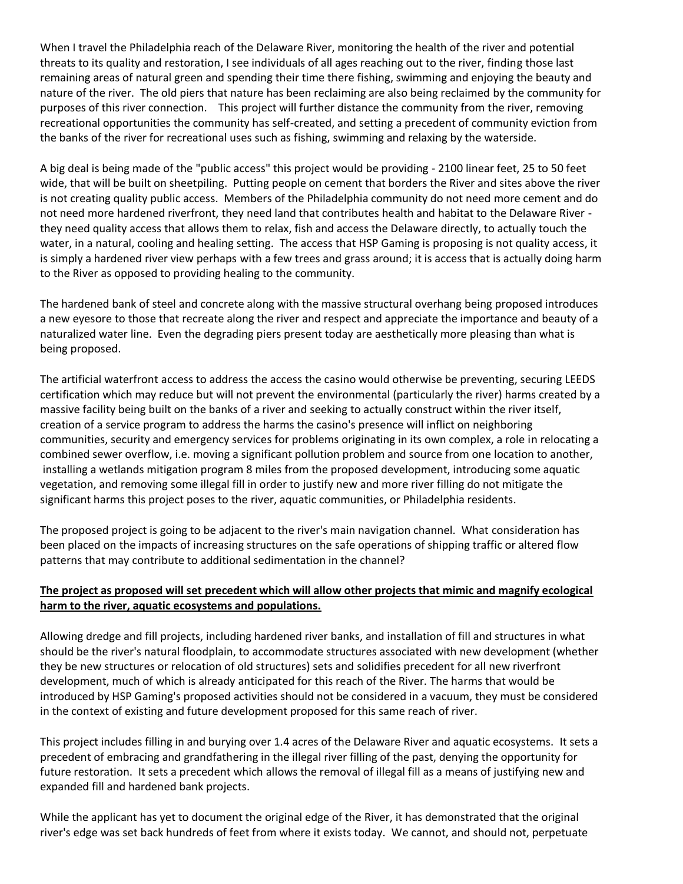When I travel the Philadelphia reach of the Delaware River, monitoring the health of the river and potential threats to its quality and restoration, I see individuals of all ages reaching out to the river, finding those last remaining areas of natural green and spending their time there fishing, swimming and enjoying the beauty and nature of the river. The old piers that nature has been reclaiming are also being reclaimed by the community for purposes of this river connection. This project will further distance the community from the river, removing recreational opportunities the community has self-created, and setting a precedent of community eviction from the banks of the river for recreational uses such as fishing, swimming and relaxing by the waterside.

A big deal is being made of the "public access" this project would be providing - 2100 linear feet, 25 to 50 feet wide, that will be built on sheetpiling. Putting people on cement that borders the River and sites above the river is not creating quality public access. Members of the Philadelphia community do not need more cement and do not need more hardened riverfront, they need land that contributes health and habitat to the Delaware River - they need quality access that allows them to relax, fish and access the Delaware directly, to actually touch the water, in a natural, cooling and healing setting. The access that HSP Gaming is proposing is not quality access, it is simply a hardened river view perhaps with a few trees and grass around; it is access that is actually doing harm to the River as opposed to providing healing to the community.

The hardened bank of steel and concrete along with the massive structural overhang being proposed introduces a new eyesore to those that recreate along the river and respect and appreciate the importance and beauty of a naturalized water line. Even the degrading piers present today are aesthetically more pleasing than what is being proposed.

The artificial waterfront access to address the access the casino would otherwise be preventing, securing LEEDS certification which may reduce but will not prevent the environmental (particularly the river) harms created by a massive facility being built on the banks of a river and seeking to actually construct within the river itself, creation of a service program to address the harms the casino's presence will inflict on neighboring communities, security and emergency services for problems originating in its own complex, a role in relocating a combined sewer overflow, i.e. moving a significant pollution problem and source from one location to another, installing a wetlands mitigation program 8 miles from the proposed development, introducing some aquatic vegetation, and removing some illegal fill in order to justify new and more river filling do not mitigate the significant harms this project poses to the river, aquatic communities, or Philadelphia residents.

The proposed project is going to be adjacent to the river's main navigation channel. What consideration has been placed on the impacts of increasing structures on the safe operations of shipping traffic or altered flow patterns that may contribute to additional sedimentation in the channel?

**The project as proposed will set precedent which will allow other projects that mimic and magnify ecological harm to the river, aquatic ecosystems and populations.**

Allowing dredge and fill projects, including hardened river banks, and installation of fill and structures in what should be the river's natural floodplain, to accommodate structures associated with new development (whether they be new structures or relocation of old structures) sets and solidifies precedent for all new riverfront development, much of which is already anticipated for this reach of the River. The harms that would be introduced by HSP Gaming's proposed activities should not be considered in a vacuum, they must be considered in the context of existing and future development proposed for this same reach of river.

This project includes filling in and burying over 1.4 acres of the Delaware River and aquatic ecosystems. It sets a precedent of embracing and grandfathering in the illegal river filling of the past, denying the opportunity for future restoration. It sets a precedent which allows the removal of illegal fill as a means of justifying new and expanded fill and hardened bank projects.

While the applicant has yet to document the original edge of the River, it has demonstrated that the original river's edge was set back hundreds of feet from where it exists today. We cannot, and should not, perpetuate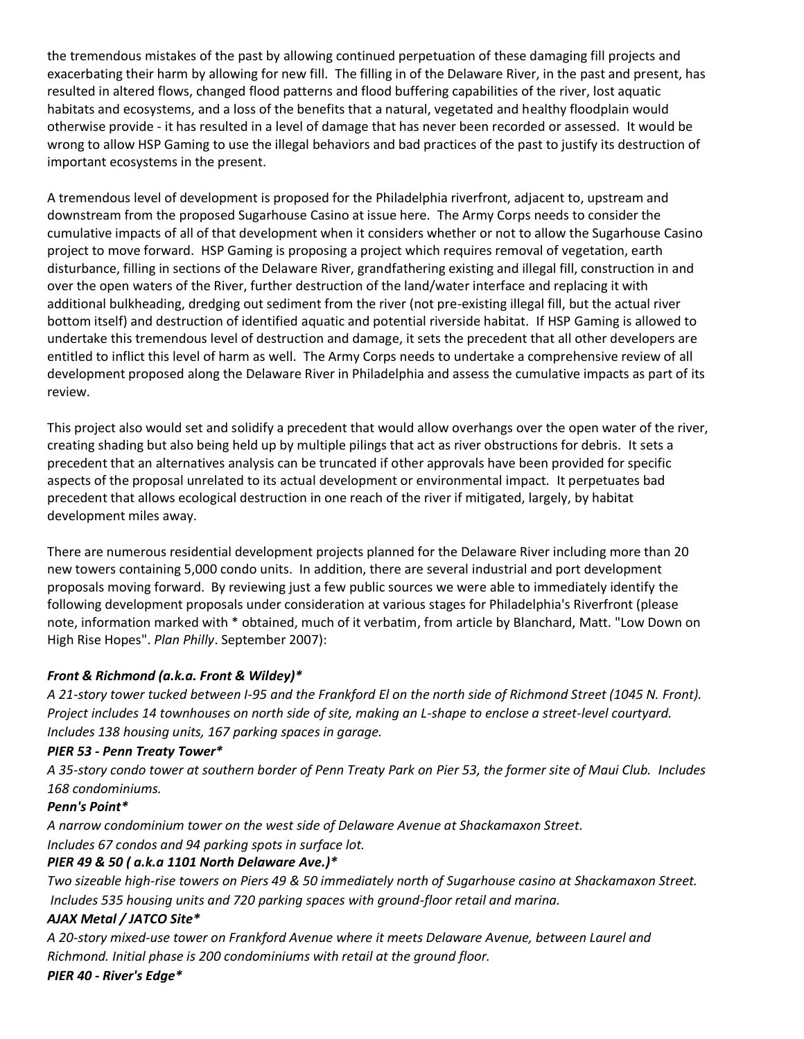the tremendous mistakes of the past by allowing continued perpetuation of these damaging fill projects and exacerbating their harm by allowing for new fill. The filling in of the Delaware River, in the past and present, has resulted in altered flows, changed flood patterns and flood buffering capabilities of the river, lost aquatic habitats and ecosystems, and a loss of the benefits that a natural, vegetated and healthy floodplain would otherwise provide - it has resulted in a level of damage that has never been recorded or assessed. It would be wrong to allow HSP Gaming to use the illegal behaviors and bad practices of the past to justify its destruction of important ecosystems in the present.

A tremendous level of development is proposed for the Philadelphia riverfront, adjacent to, upstream and downstream from the proposed Sugarhouse Casino at issue here. The Army Corps needs to consider the cumulative impacts of all of that development when it considers whether or not to allow the Sugarhouse Casino project to move forward. HSP Gaming is proposing a project which requires removal of vegetation, earth disturbance, filling in sections of the Delaware River, grandfathering existing and illegal fill, construction in and over the open waters of the River, further destruction of the land/water interface and replacing it with additional bulkheading, dredging out sediment from the river (not pre-existing illegal fill, but the actual river bottom itself) and destruction of identified aquatic and potential riverside habitat. If HSP Gaming is allowed to undertake this tremendous level of destruction and damage, it sets the precedent that all other developers are entitled to inflict this level of harm as well. The Army Corps needs to undertake a comprehensive review of all development proposed along the Delaware River in Philadelphia and assess the cumulative impacts as part of its review.

This project also would set and solidify a precedent that would allow overhangs over the open water of the river, creating shading but also being held up by multiple pilings that act as river obstructions for debris. It sets a precedent that an alternatives analysis can be truncated if other approvals have been provided for specific aspects of the proposal unrelated to its actual development or environmental impact. It perpetuates bad precedent that allows ecological destruction in one reach of the river if mitigated, largely, by habitat development miles away.

There are numerous residential development projects planned for the Delaware River including more than 20 new towers containing 5,000 condo units. In addition, there are several industrial and port development proposals moving forward. By reviewing just a few public sources we were able to immediately identify the following development proposals under consideration at various stages for Philadelphia's Riverfront (please note, information marked with * obtained, much of it verbatim, from article by Blanchard, Matt. "Low Down on High Rise Hopes". *Plan Philly*. September 2007):

***Front & Richmond (a.k.a. Front & Wildey)****

*A 21-story tower tucked between I-95 and the Frankford El on the north side of Richmond Street (1045 N. Front). Project includes 14 townhouses on north side of site, making an L-shape to enclose a street-level courtyard. Includes 138 housing units, 167 parking spaces in garage.*

***PIER 53 - Penn Treaty Tower****

*A 35-story condo tower at southern border of Penn Treaty Park on Pier 53, the former site of Maui Club. Includes 168 condominiums.*

***Penn's Point****

*A narrow condominium tower on the west side of Delaware Avenue at Shackamaxon Street. Includes 67 condos and 94 parking spots in surface lot.*

***PIER 49 & 50 ( a.k.a 1101 North Delaware Ave.)****

*Two sizeable high-rise towers on Piers 49 & 50 immediately north of Sugarhouse casino at Shackamaxon Street. Includes 535 housing units and 720 parking spaces with ground-floor retail and marina.*

***AJAX Metal / JATCO Site****

*A 20-story mixed-use tower on Frankford Avenue where it meets Delaware Avenue, between Laurel and Richmond. Initial phase is 200 condominiums with retail at the ground floor.*

***PIER 40 - River's Edge****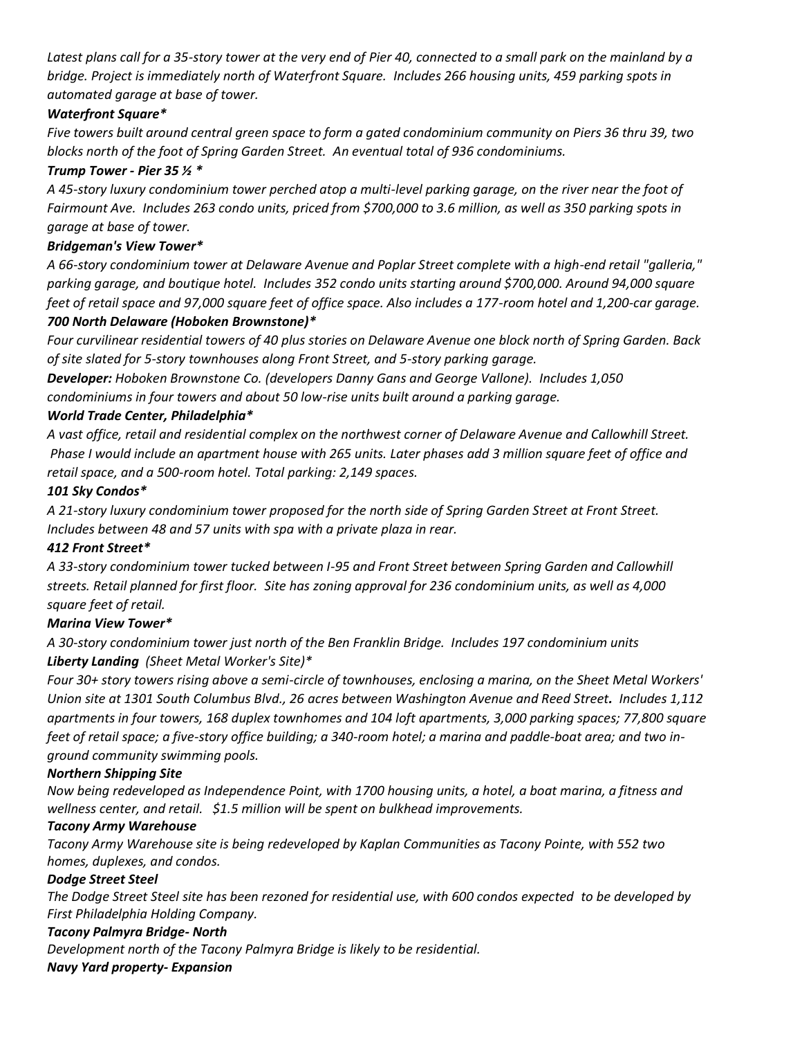*Latest plans call for a 35-story tower at the very end of Pier 40, connected to a small park on the mainland by a bridge. Project is immediately north of Waterfront Square. Includes 266 housing units, 459 parking spots in automated garage at base of tower.*

***Waterfront Square****

*Five towers built around central green space to form a gated condominium community on Piers 36 thru 39, two blocks north of the foot of Spring Garden Street. An eventual total of 936 condominiums.*

***Trump Tower - Pier 35 ½ ****

*A 45-story luxury condominium tower perched atop a multi-level parking garage, on the river near the foot of Fairmount Ave. Includes 263 condo units, priced from $700,000 to 3.6 million, as well as 350 parking spots in garage at base of tower.*

***Bridgeman's View Tower****

*A 66-story condominium tower at Delaware Avenue and Poplar Street complete with a high-end retail "galleria," parking garage, and boutique hotel. Includes 352 condo units starting around $700,000. Around 94,000 square feet of retail space and 97,000 square feet of office space. Also includes a 177-room hotel and 1,200-car garage.*

***700 North Delaware (Hoboken Brownstone)****

*Four curvilinear residential towers of 40 plus stories on Delaware Avenue one block north of Spring Garden. Back of site slated for 5-story townhouses along Front Street, and 5-story parking garage.*

***Developer:** Hoboken Brownstone Co. (developers Danny Gans and George Vallone). Includes 1,050 condominiums in four towers and about 50 low-rise units built around a parking garage.*

***World Trade Center, Philadelphia****

*A vast office, retail and residential complex on the northwest corner of Delaware Avenue and Callowhill Street. Phase I would include an apartment house with 265 units. Later phases add 3 million square feet of office and retail space, and a 500-room hotel. Total parking: 2,149 spaces.*

***101 Sky Condos****

*A 21-story luxury condominium tower proposed for the north side of Spring Garden Street at Front Street. Includes between 48 and 57 units with spa with a private plaza in rear.*

***412 Front Street****

*A 33-story condominium tower tucked between I-95 and Front Street between Spring Garden and Callowhill streets. Retail planned for first floor. Site has zoning approval for 236 condominium units, as well as 4,000 square feet of retail.*

***Marina View Tower****

*A 30-story condominium tower just north of the Ben Franklin Bridge. Includes 197 condominium units*

***Liberty Landing** (Sheet Metal Worker's Site)**

*Four 30+ story towers rising above a semi-circle of townhouses, enclosing a marina, on the Sheet Metal Workers' Union site at 1301 South Columbus Blvd., 26 acres between Washington Avenue and Reed Street. Includes 1,112 apartments in four towers, 168 duplex townhomes and 104 loft apartments, 3,000 parking spaces; 77,800 square feet of retail space; a five-story office building; a 340-room hotel; a marina and paddle-boat area; and two in-ground community swimming pools.*

***Northern Shipping Site***

*Now being redeveloped as Independence Point, with 1700 housing units, a hotel, a boat marina, a fitness and wellness center, and retail. $1.5 million will be spent on bulkhead improvements.*

***Tacony Army Warehouse***

*Tacony Army Warehouse site is being redeveloped by Kaplan Communities as Tacony Pointe, with 552 two homes, duplexes, and condos.*

***Dodge Street Steel***

*The Dodge Street Steel site has been rezoned for residential use, with 600 condos expected to be developed by First Philadelphia Holding Company.*

***Tacony Palmyra Bridge- North***

*Development north of the Tacony Palmyra Bridge is likely to be residential.*

***Navy Yard property- Expansion***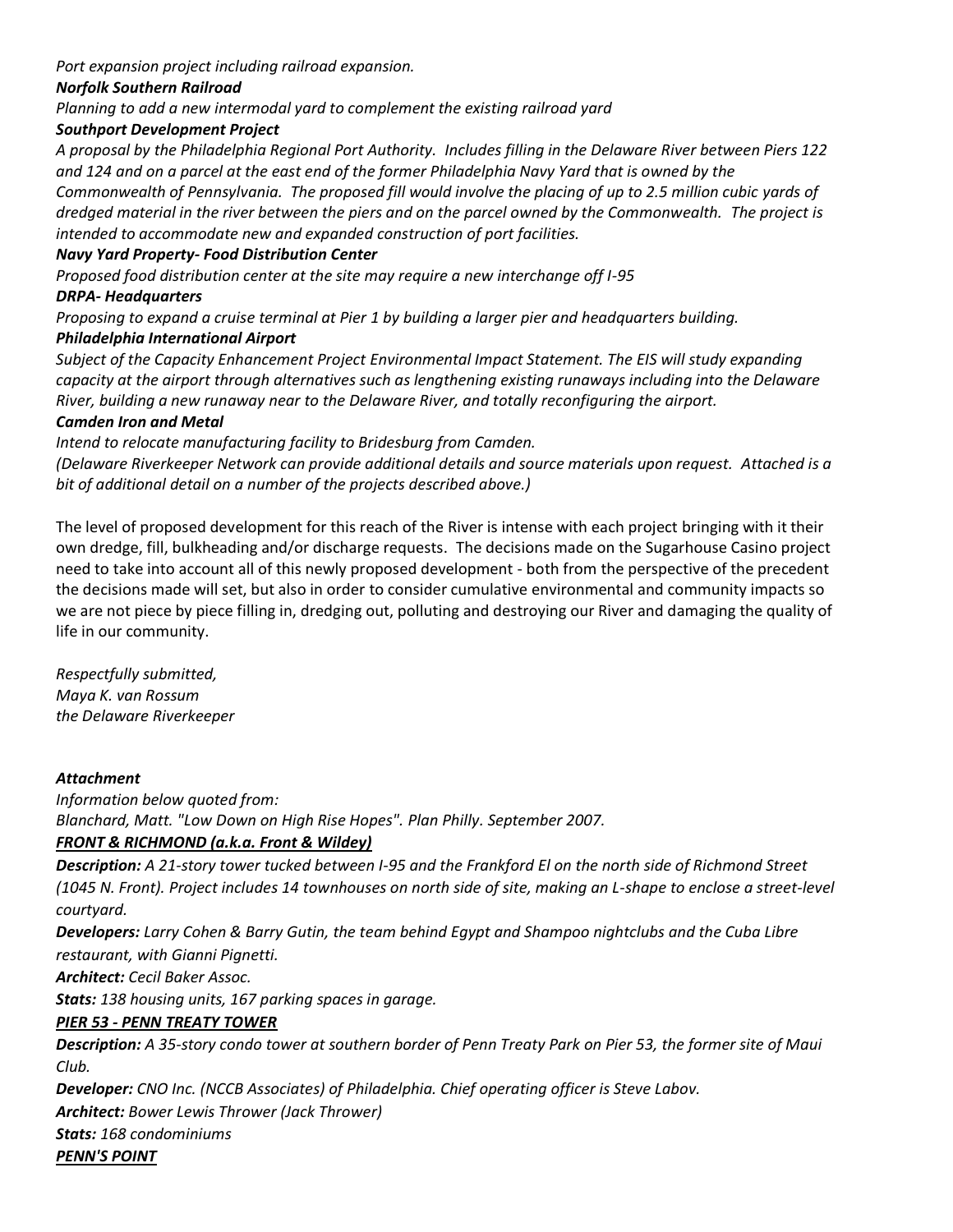*Port expansion project including railroad expansion.*

***Norfolk Southern Railroad***

*Planning to add a new intermodal yard to complement the existing railroad yard*

***Southport Development Project***

*A proposal by the Philadelphia Regional Port Authority. Includes filling in the Delaware River between Piers 122 and 124 and on a parcel at the east end of the former Philadelphia Navy Yard that is owned by the Commonwealth of Pennsylvania. The proposed fill would involve the placing of up to 2.5 million cubic yards of dredged material in the river between the piers and on the parcel owned by the Commonwealth. The project is intended to accommodate new and expanded construction of port facilities.*

***Navy Yard Property- Food Distribution Center***

*Proposed food distribution center at the site may require a new interchange off I-95*

***DRPA- Headquarters***

*Proposing to expand a cruise terminal at Pier 1 by building a larger pier and headquarters building.*

***Philadelphia International Airport***

*Subject of the Capacity Enhancement Project Environmental Impact Statement. The EIS will study expanding capacity at the airport through alternatives such as lengthening existing runaways including into the Delaware River, building a new runaway near to the Delaware River, and totally reconfiguring the airport.*

***Camden Iron and Metal***

*Intend to relocate manufacturing facility to Bridesburg from Camden.*

*(Delaware Riverkeeper Network can provide additional details and source materials upon request. Attached is a bit of additional detail on a number of the projects described above.)*

The level of proposed development for this reach of the River is intense with each project bringing with it their own dredge, fill, bulkheading and/or discharge requests. The decisions made on the Sugarhouse Casino project need to take into account all of this newly proposed development - both from the perspective of the precedent the decisions made will set, but also in order to consider cumulative environmental and community impacts so we are not piece by piece filling in, dredging out, polluting and destroying our River and damaging the quality of life in our community.

*Respectfully submitted,*
*Maya K. van Rossum*
*the Delaware Riverkeeper*

***Attachment***

*Information below quoted from:*
*Blanchard, Matt. "Low Down on High Rise Hopes". Plan Philly. September 2007.*

***FRONT & RICHMOND (a.k.a. Front & Wildey)***

***Description:*** *A 21-story tower tucked between I-95 and the Frankford El on the north side of Richmond Street (1045 N. Front). Project includes 14 townhouses on north side of site, making an L-shape to enclose a street-level courtyard.*

***Developers:*** *Larry Cohen & Barry Gutin, the team behind Egypt and Shampoo nightclubs and the Cuba Libre restaurant, with Gianni Pignetti.*

***Architect:*** *Cecil Baker Assoc.*

***Stats:*** *138 housing units, 167 parking spaces in garage.*

***PIER 53 - PENN TREATY TOWER***

***Description:*** *A 35-story condo tower at southern border of Penn Treaty Park on Pier 53, the former site of Maui Club.*

***Developer:*** *CNO Inc. (NCCB Associates) of Philadelphia. Chief operating officer is Steve Labov.*

***Architect:*** *Bower Lewis Thrower (Jack Thrower)*

***Stats:*** *168 condominiums*

***PENN'S POINT***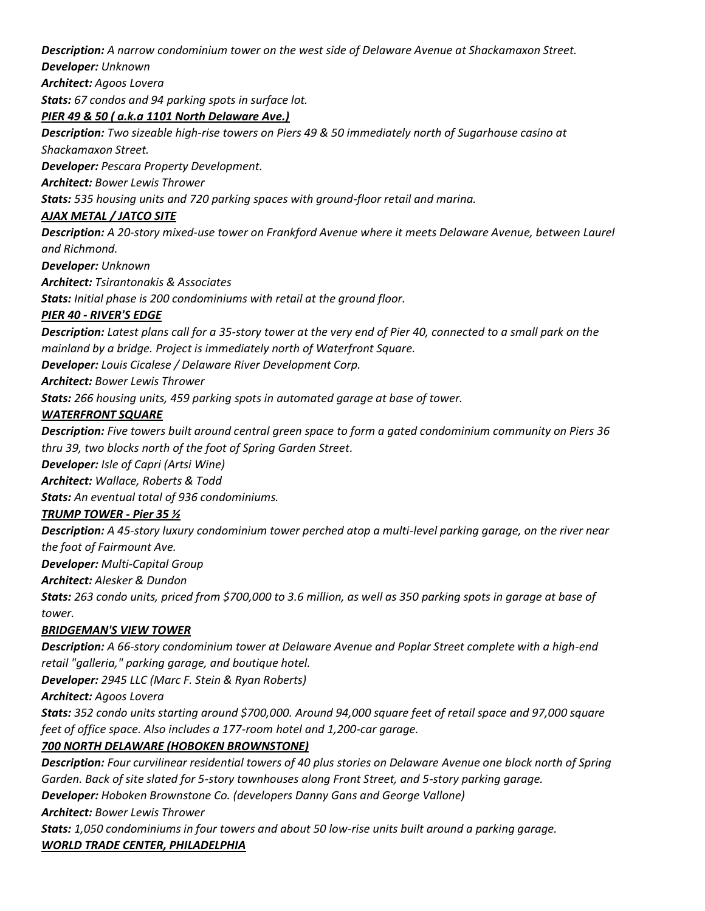***Description:*** *A narrow condominium tower on the west side of Delaware Avenue at Shackamaxon Street.*

***Developer:*** *Unknown*

***Architect:*** *Agoos Lovera*

***Stats:*** *67 condos and 94 parking spots in surface lot.*

***PIER 49 & 50 ( a.k.a 1101 North Delaware Ave.)***

***Description:*** *Two sizeable high-rise towers on Piers 49 & 50 immediately north of Sugarhouse casino at Shackamaxon Street.*

***Developer:*** *Pescara Property Development.*

***Architect:*** *Bower Lewis Thrower*

***Stats:*** *535 housing units and 720 parking spaces with ground-floor retail and marina.*

***AJAX METAL / JATCO SITE***

***Description:*** *A 20-story mixed-use tower on Frankford Avenue where it meets Delaware Avenue, between Laurel and Richmond.*

***Developer:*** *Unknown*

***Architect:*** *Tsirantonakis & Associates*

***Stats:*** *Initial phase is 200 condominiums with retail at the ground floor.*

***PIER 40 - RIVER'S EDGE***

***Description:*** *Latest plans call for a 35-story tower at the very end of Pier 40, connected to a small park on the mainland by a bridge. Project is immediately north of Waterfront Square.*

***Developer:*** *Louis Cicalese / Delaware River Development Corp.*

***Architect:*** *Bower Lewis Thrower*

***Stats:*** *266 housing units, 459 parking spots in automated garage at base of tower.*

***WATERFRONT SQUARE***

***Description:*** *Five towers built around central green space to form a gated condominium community on Piers 36 thru 39, two blocks north of the foot of Spring Garden Street.*

***Developer:*** *Isle of Capri (Artsi Wine)*

***Architect:*** *Wallace, Roberts & Todd*

***Stats:*** *An eventual total of 936 condominiums.*

***TRUMP TOWER - Pier 35 ½***

***Description:*** *A 45-story luxury condominium tower perched atop a multi-level parking garage, on the river near the foot of Fairmount Ave.*

***Developer:*** *Multi-Capital Group*

***Architect:*** *Alesker & Dundon*

***Stats:*** *263 condo units, priced from $700,000 to 3.6 million, as well as 350 parking spots in garage at base of tower.*

***BRIDGEMAN'S VIEW TOWER***

***Description:*** *A 66-story condominium tower at Delaware Avenue and Poplar Street complete with a high-end retail "galleria," parking garage, and boutique hotel.*

***Developer:*** *2945 LLC (Marc F. Stein & Ryan Roberts)*

***Architect:*** *Agoos Lovera*

***Stats:*** *352 condo units starting around $700,000. Around 94,000 square feet of retail space and 97,000 square feet of office space. Also includes a 177-room hotel and 1,200-car garage.*

***700 NORTH DELAWARE (HOBOKEN BROWNSTONE)***

***Description:*** *Four curvilinear residential towers of 40 plus stories on Delaware Avenue one block north of Spring Garden. Back of site slated for 5-story townhouses along Front Street, and 5-story parking garage.*

***Developer:*** *Hoboken Brownstone Co. (developers Danny Gans and George Vallone)*

***Architect:*** *Bower Lewis Thrower*

***Stats:*** *1,050 condominiums in four towers and about 50 low-rise units built around a parking garage.*

***WORLD TRADE CENTER, PHILADELPHIA***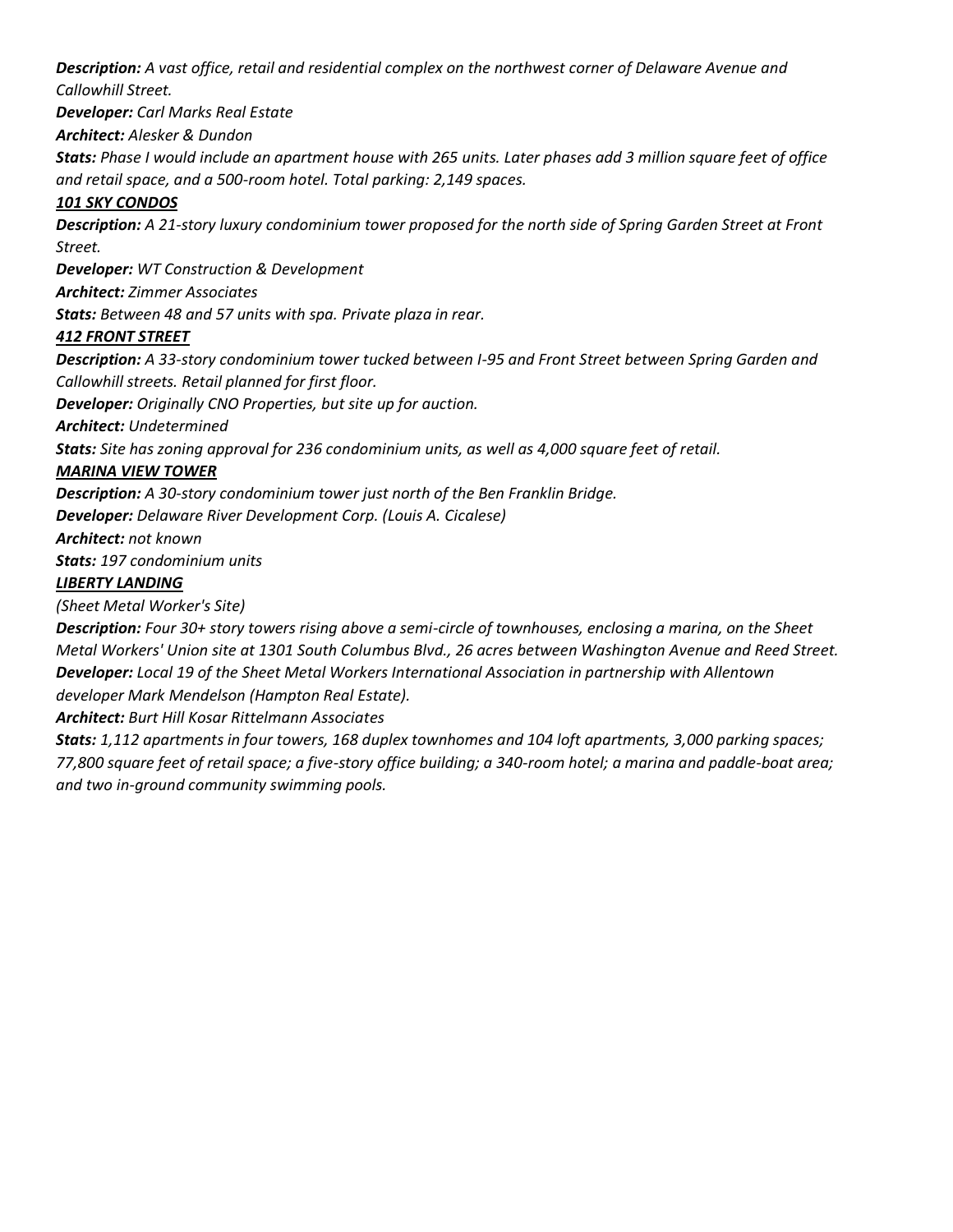***Description:*** *A vast office, retail and residential complex on the northwest corner of Delaware Avenue and Callowhill Street.*

***Developer:*** *Carl Marks Real Estate*

***Architect:*** *Alesker & Dundon*

***Stats:*** *Phase I would include an apartment house with 265 units. Later phases add 3 million square feet of office and retail space, and a 500-room hotel. Total parking: 2,149 spaces.*

***<u>101 SKY CONDOS</u>***

***Description:*** *A 21-story luxury condominium tower proposed for the north side of Spring Garden Street at Front Street.*

***Developer:*** *WT Construction & Development*

***Architect:*** *Zimmer Associates*

***Stats:*** *Between 48 and 57 units with spa. Private plaza in rear.*

***<u>412 FRONT STREET</u>***

***Description:*** *A 33-story condominium tower tucked between I-95 and Front Street between Spring Garden and Callowhill streets. Retail planned for first floor.*

***Developer:*** *Originally CNO Properties, but site up for auction.*

***Architect:*** *Undetermined*

***Stats:*** *Site has zoning approval for 236 condominium units, as well as 4,000 square feet of retail.*

***<u>MARINA VIEW TOWER</u>***

***Description:*** *A 30-story condominium tower just north of the Ben Franklin Bridge.*

***Developer:*** *Delaware River Development Corp. (Louis A. Cicalese)*

***Architect:*** *not known*

***Stats:*** *197 condominium units*

***<u>LIBERTY LANDING</u>***

*(Sheet Metal Worker's Site)*

***Description:*** *Four 30+ story towers rising above a semi-circle of townhouses, enclosing a marina, on the Sheet Metal Workers' Union site at 1301 South Columbus Blvd., 26 acres between Washington Avenue and Reed Street.*

***Developer:*** *Local 19 of the Sheet Metal Workers International Association in partnership with Allentown developer Mark Mendelson (Hampton Real Estate).*

***Architect:*** *Burt Hill Kosar Rittelmann Associates*

***Stats:*** *1,112 apartments in four towers, 168 duplex townhomes and 104 loft apartments, 3,000 parking spaces; 77,800 square feet of retail space; a five-story office building; a 340-room hotel; a marina and paddle-boat area; and two in-ground community swimming pools.*